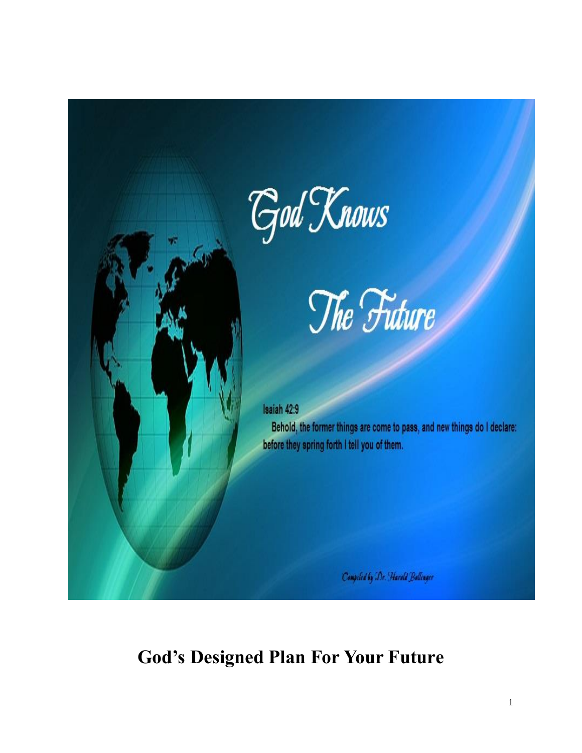God Knows

The Future

Isaiah 42:9

Behold, the former things are come to pass, and new things do I declare: before they spring forth I tell you of them.

Compiled by Dr. Harold Bollinger

# God's Designed Plan For Your Future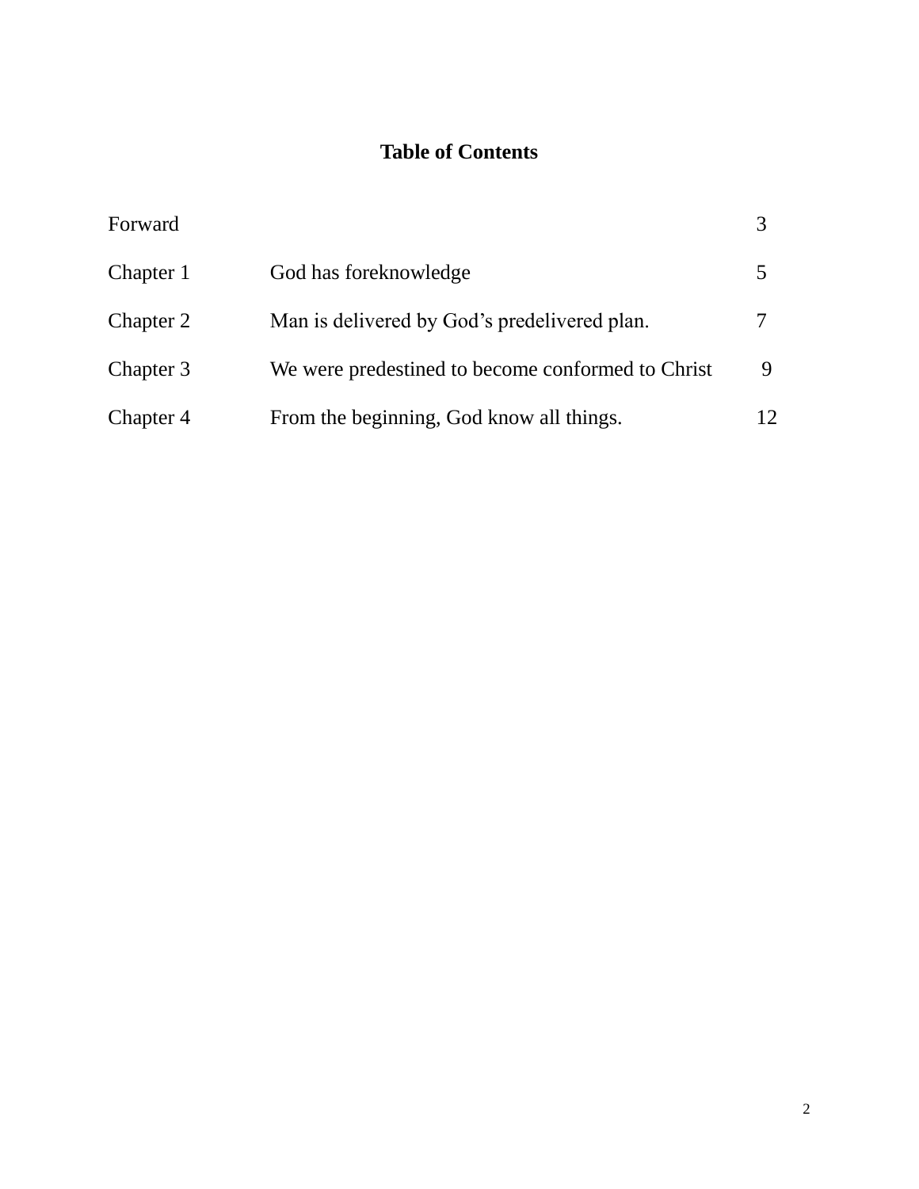# Table of Contents

| | | |
|---|---|---|
| Forward | | 3 |
| Chapter 1 | God has foreknowledge | 5 |
| Chapter 2 | Man is delivered by God's predelivered plan. | 7 |
| Chapter 3 | We were predestined to become conformed to Christ | 9 |
| Chapter 4 | From the beginning, God know all things. | 12 |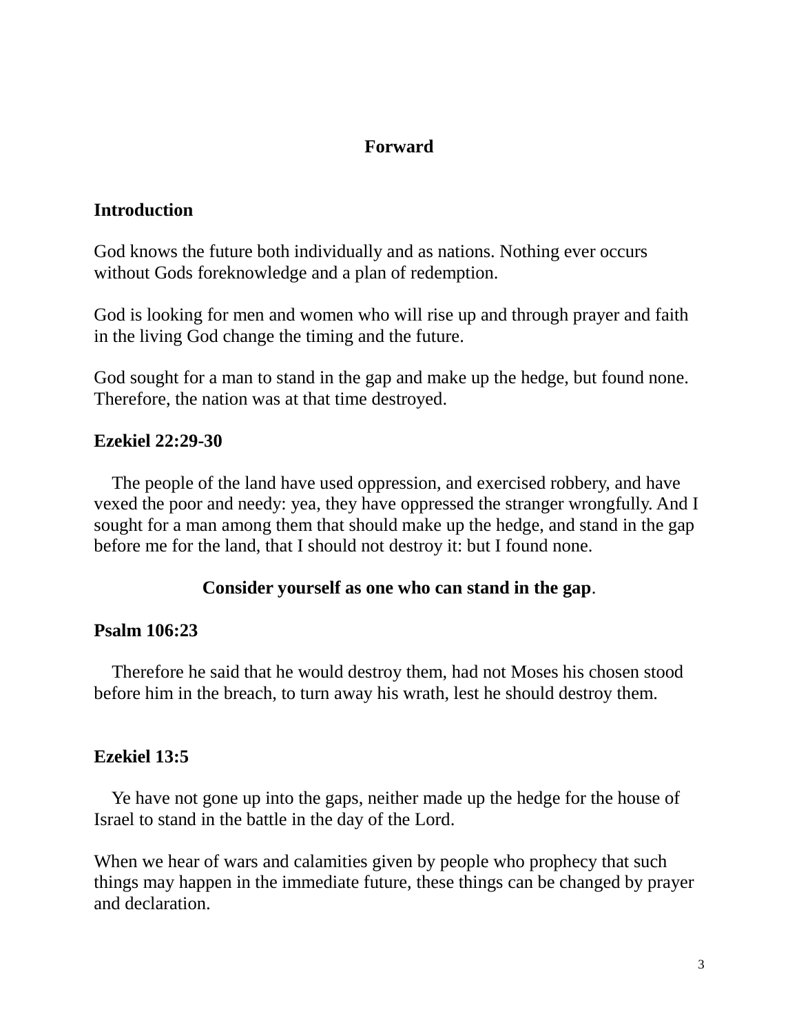# Forward

## Introduction

God knows the future both individually and as nations. Nothing ever occurs without Gods foreknowledge and a plan of redemption.

God is looking for men and women who will rise up and through prayer and faith in the living God change the timing and the future.

God sought for a man to stand in the gap and make up the hedge, but found none. Therefore, the nation was at that time destroyed.

**Ezekiel 22:29-30**

The people of the land have used oppression, and exercised robbery, and have vexed the poor and needy: yea, they have oppressed the stranger wrongfully. And I sought for a man among them that should make up the hedge, and stand in the gap before me for the land, that I should not destroy it: but I found none.

**Consider yourself as one who can stand in the gap**.

**Psalm 106:23**

Therefore he said that he would destroy them, had not Moses his chosen stood before him in the breach, to turn away his wrath, lest he should destroy them.

**Ezekiel 13:5**

Ye have not gone up into the gaps, neither made up the hedge for the house of Israel to stand in the battle in the day of the Lord.

When we hear of wars and calamities given by people who prophecy that such things may happen in the immediate future, these things can be changed by prayer and declaration.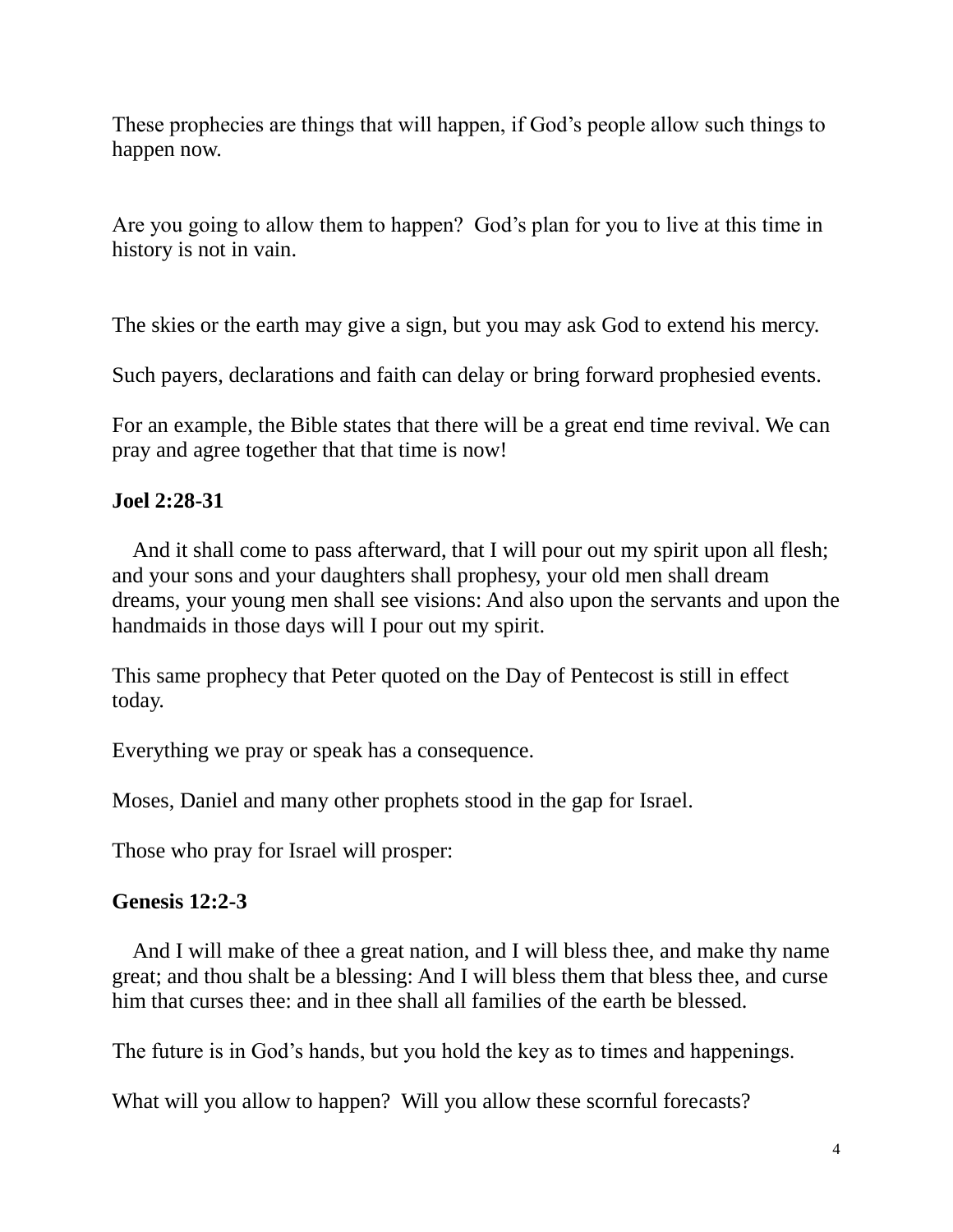These prophecies are things that will happen, if God's people allow such things to happen now.

Are you going to allow them to happen? God's plan for you to live at this time in history is not in vain.

The skies or the earth may give a sign, but you may ask God to extend his mercy.

Such payers, declarations and faith can delay or bring forward prophesied events.

For an example, the Bible states that there will be a great end time revival. We can pray and agree together that that time is now!

**Joel 2:28-31**

And it shall come to pass afterward, that I will pour out my spirit upon all flesh; and your sons and your daughters shall prophesy, your old men shall dream dreams, your young men shall see visions: And also upon the servants and upon the handmaids in those days will I pour out my spirit.

This same prophecy that Peter quoted on the Day of Pentecost is still in effect today.

Everything we pray or speak has a consequence.

Moses, Daniel and many other prophets stood in the gap for Israel.

Those who pray for Israel will prosper:

**Genesis 12:2-3**

And I will make of thee a great nation, and I will bless thee, and make thy name great; and thou shalt be a blessing: And I will bless them that bless thee, and curse him that curses thee: and in thee shall all families of the earth be blessed.

The future is in God's hands, but you hold the key as to times and happenings.

What will you allow to happen? Will you allow these scornful forecasts?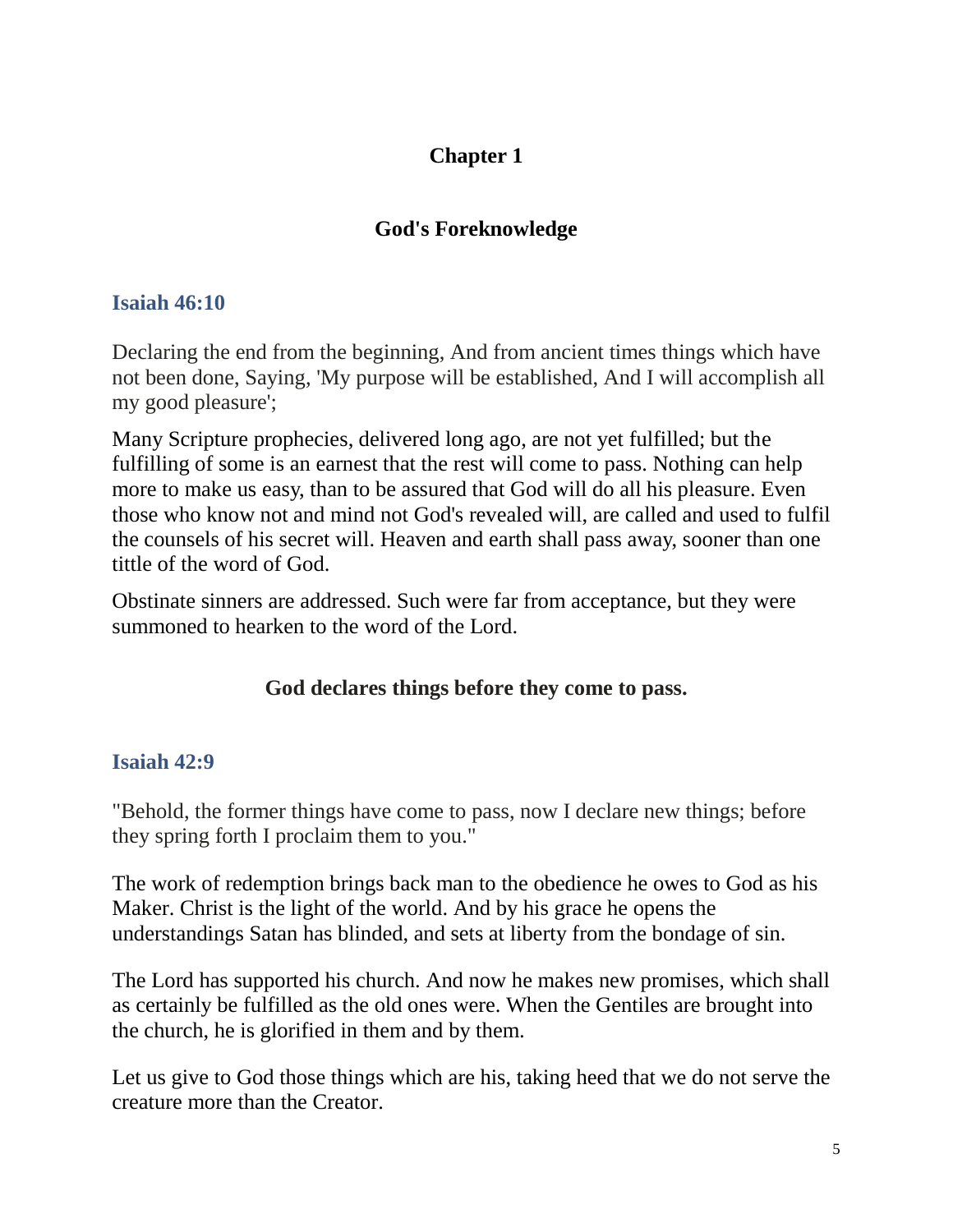# Chapter 1

## God's Foreknowledge

### Isaiah 46:10

Declaring the end from the beginning, And from ancient times things which have not been done, Saying, 'My purpose will be established, And I will accomplish all my good pleasure';

Many Scripture prophecies, delivered long ago, are not yet fulfilled; but the fulfilling of some is an earnest that the rest will come to pass. Nothing can help more to make us easy, than to be assured that God will do all his pleasure. Even those who know not and mind not God's revealed will, are called and used to fulfil the counsels of his secret will. Heaven and earth shall pass away, sooner than one tittle of the word of God.

Obstinate sinners are addressed. Such were far from acceptance, but they were summoned to hearken to the word of the Lord.

**God declares things before they come to pass.**

### Isaiah 42:9

"Behold, the former things have come to pass, now I declare new things; before they spring forth I proclaim them to you."

The work of redemption brings back man to the obedience he owes to God as his Maker. Christ is the light of the world. And by his grace he opens the understandings Satan has blinded, and sets at liberty from the bondage of sin.

The Lord has supported his church. And now he makes new promises, which shall as certainly be fulfilled as the old ones were. When the Gentiles are brought into the church, he is glorified in them and by them.

Let us give to God those things which are his, taking heed that we do not serve the creature more than the Creator.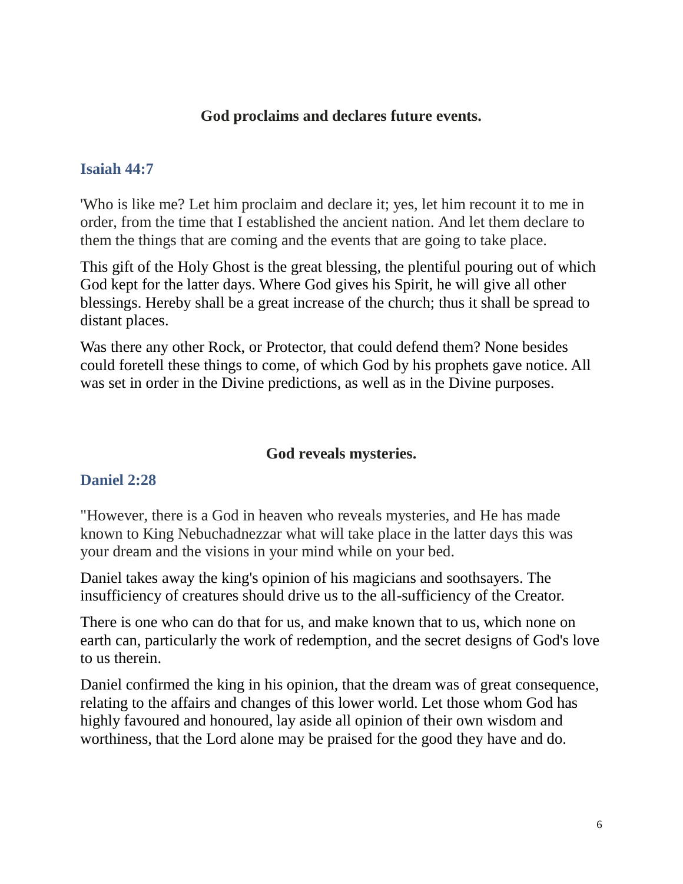**God proclaims and declares future events.**

## Isaiah 44:7

'Who is like me? Let him proclaim and declare it; yes, let him recount it to me in order, from the time that I established the ancient nation. And let them declare to them the things that are coming and the events that are going to take place.

This gift of the Holy Ghost is the great blessing, the plentiful pouring out of which God kept for the latter days. Where God gives his Spirit, he will give all other blessings. Hereby shall be a great increase of the church; thus it shall be spread to distant places.

Was there any other Rock, or Protector, that could defend them? None besides could foretell these things to come, of which God by his prophets gave notice. All was set in order in the Divine predictions, as well as in the Divine purposes.

**God reveals mysteries.**

## Daniel 2:28

"However, there is a God in heaven who reveals mysteries, and He has made known to King Nebuchadnezzar what will take place in the latter days this was your dream and the visions in your mind while on your bed.

Daniel takes away the king's opinion of his magicians and soothsayers. The insufficiency of creatures should drive us to the all-sufficiency of the Creator.

There is one who can do that for us, and make known that to us, which none on earth can, particularly the work of redemption, and the secret designs of God's love to us therein.

Daniel confirmed the king in his opinion, that the dream was of great consequence, relating to the affairs and changes of this lower world. Let those whom God has highly favoured and honoured, lay aside all opinion of their own wisdom and worthiness, that the Lord alone may be praised for the good they have and do.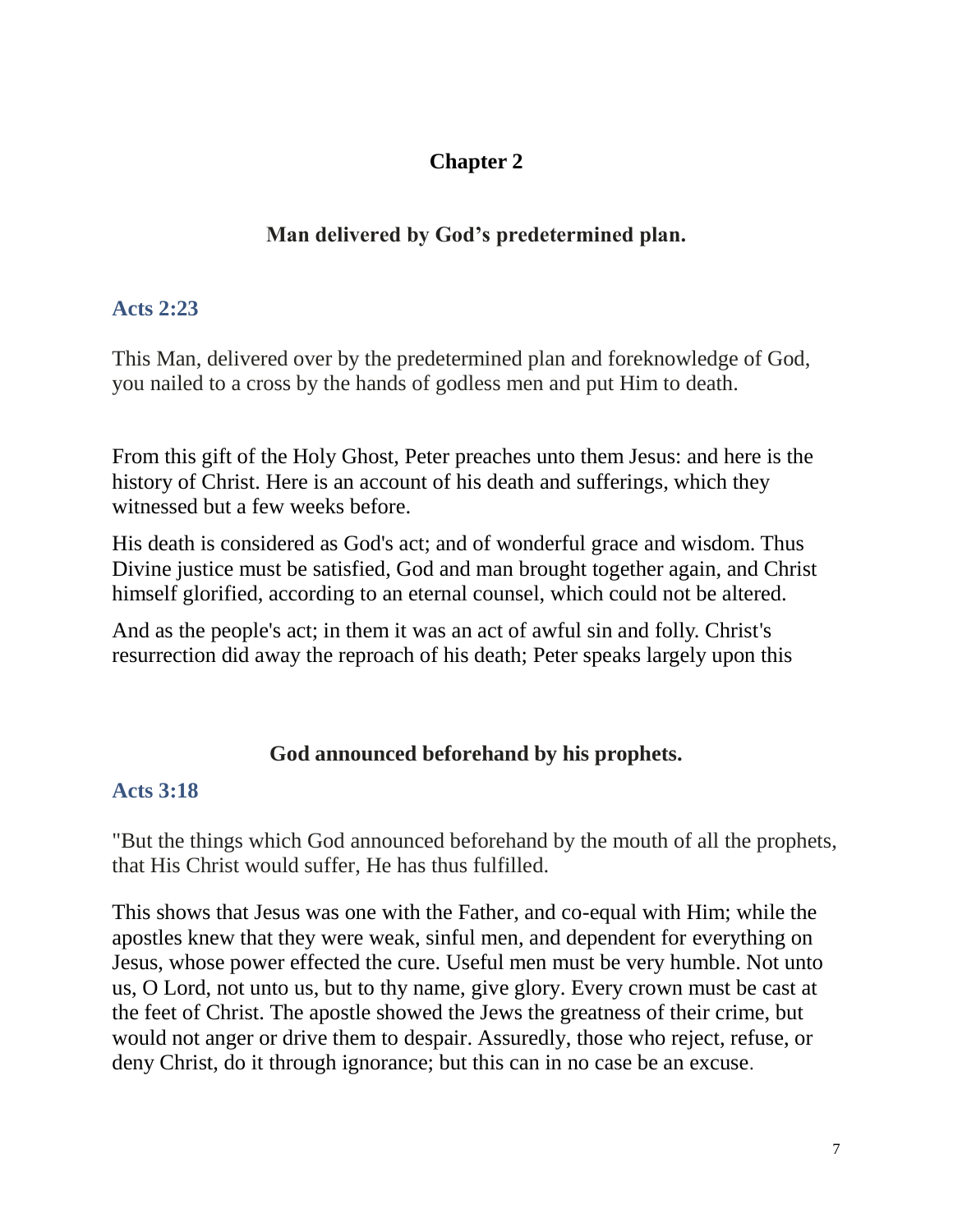# Chapter 2

## Man delivered by God's predetermined plan.

### Acts 2:23

This Man, delivered over by the predetermined plan and foreknowledge of God, you nailed to a cross by the hands of godless men and put Him to death.

From this gift of the Holy Ghost, Peter preaches unto them Jesus: and here is the history of Christ. Here is an account of his death and sufferings, which they witnessed but a few weeks before.

His death is considered as God's act; and of wonderful grace and wisdom. Thus Divine justice must be satisfied, God and man brought together again, and Christ himself glorified, according to an eternal counsel, which could not be altered.

And as the people's act; in them it was an act of awful sin and folly. Christ's resurrection did away the reproach of his death; Peter speaks largely upon this

## God announced beforehand by his prophets.

### Acts 3:18

"But the things which God announced beforehand by the mouth of all the prophets, that His Christ would suffer, He has thus fulfilled.

This shows that Jesus was one with the Father, and co-equal with Him; while the apostles knew that they were weak, sinful men, and dependent for everything on Jesus, whose power effected the cure. Useful men must be very humble. Not unto us, O Lord, not unto us, but to thy name, give glory. Every crown must be cast at the feet of Christ. The apostle showed the Jews the greatness of their crime, but would not anger or drive them to despair. Assuredly, those who reject, refuse, or deny Christ, do it through ignorance; but this can in no case be an excuse.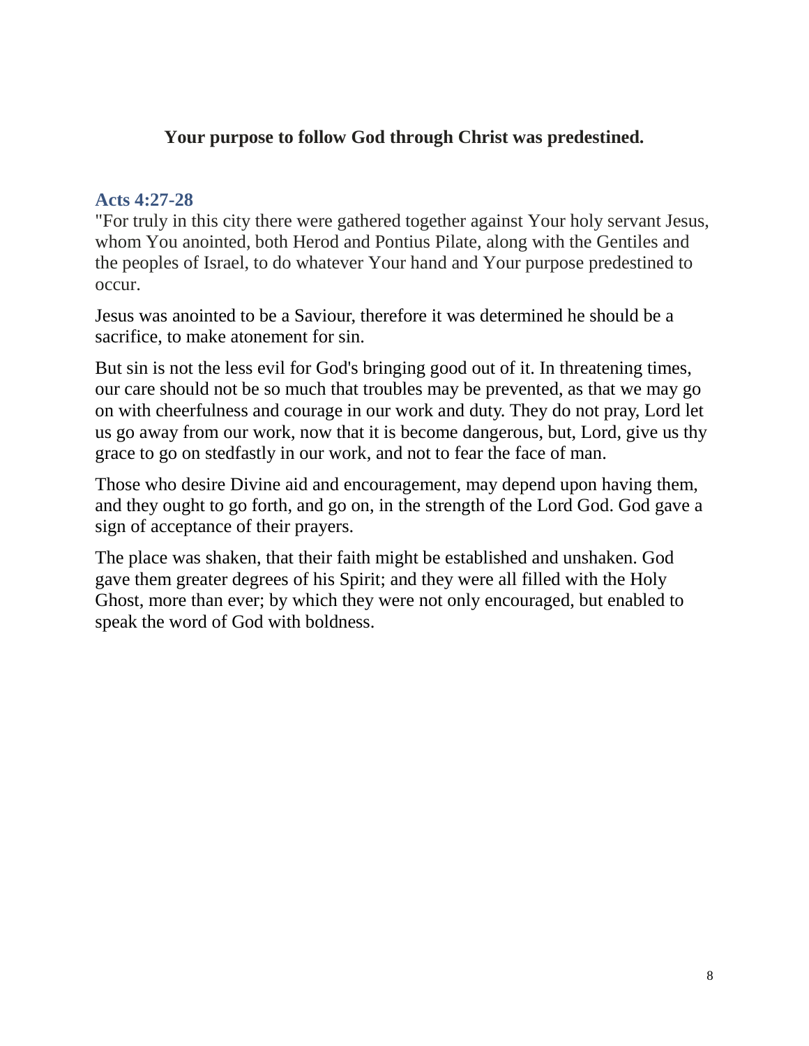**Your purpose to follow God through Christ was predestined.**

### Acts 4:27-28

"For truly in this city there were gathered together against Your holy servant Jesus, whom You anointed, both Herod and Pontius Pilate, along with the Gentiles and the peoples of Israel, to do whatever Your hand and Your purpose predestined to occur.

Jesus was anointed to be a Saviour, therefore it was determined he should be a sacrifice, to make atonement for sin.

But sin is not the less evil for God's bringing good out of it. In threatening times, our care should not be so much that troubles may be prevented, as that we may go on with cheerfulness and courage in our work and duty. They do not pray, Lord let us go away from our work, now that it is become dangerous, but, Lord, give us thy grace to go on stedfastly in our work, and not to fear the face of man.

Those who desire Divine aid and encouragement, may depend upon having them, and they ought to go forth, and go on, in the strength of the Lord God. God gave a sign of acceptance of their prayers.

The place was shaken, that their faith might be established and unshaken. God gave them greater degrees of his Spirit; and they were all filled with the Holy Ghost, more than ever; by which they were not only encouraged, but enabled to speak the word of God with boldness.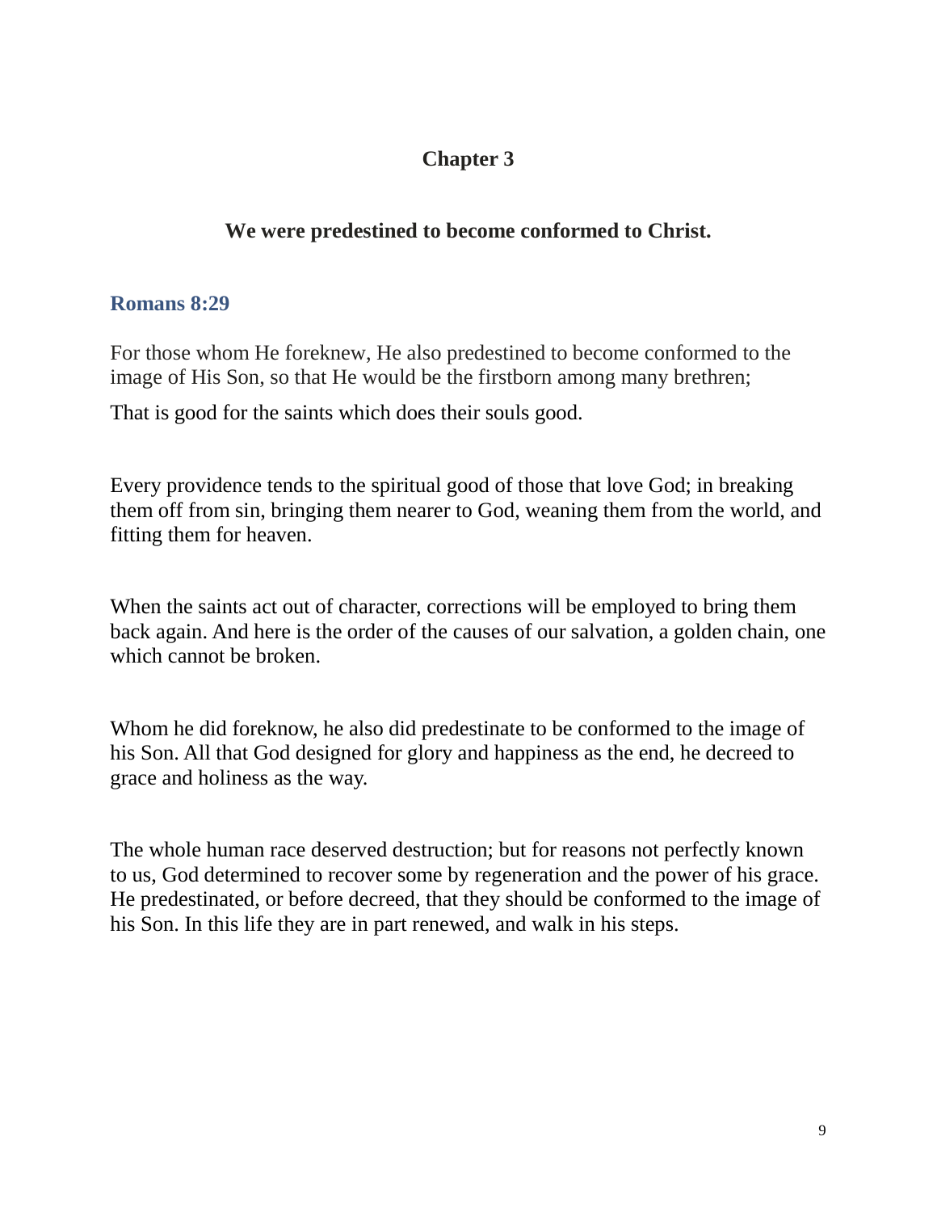## Chapter 3

### We were predestined to become conformed to Christ.

**Romans 8:29**

For those whom He foreknew, He also predestined to become conformed to the image of His Son, so that He would be the firstborn among many brethren;

That is good for the saints which does their souls good.

Every providence tends to the spiritual good of those that love God; in breaking them off from sin, bringing them nearer to God, weaning them from the world, and fitting them for heaven.

When the saints act out of character, corrections will be employed to bring them back again. And here is the order of the causes of our salvation, a golden chain, one which cannot be broken.

Whom he did foreknow, he also did predestinate to be conformed to the image of his Son. All that God designed for glory and happiness as the end, he decreed to grace and holiness as the way.

The whole human race deserved destruction; but for reasons not perfectly known to us, God determined to recover some by regeneration and the power of his grace. He predestinated, or before decreed, that they should be conformed to the image of his Son. In this life they are in part renewed, and walk in his steps.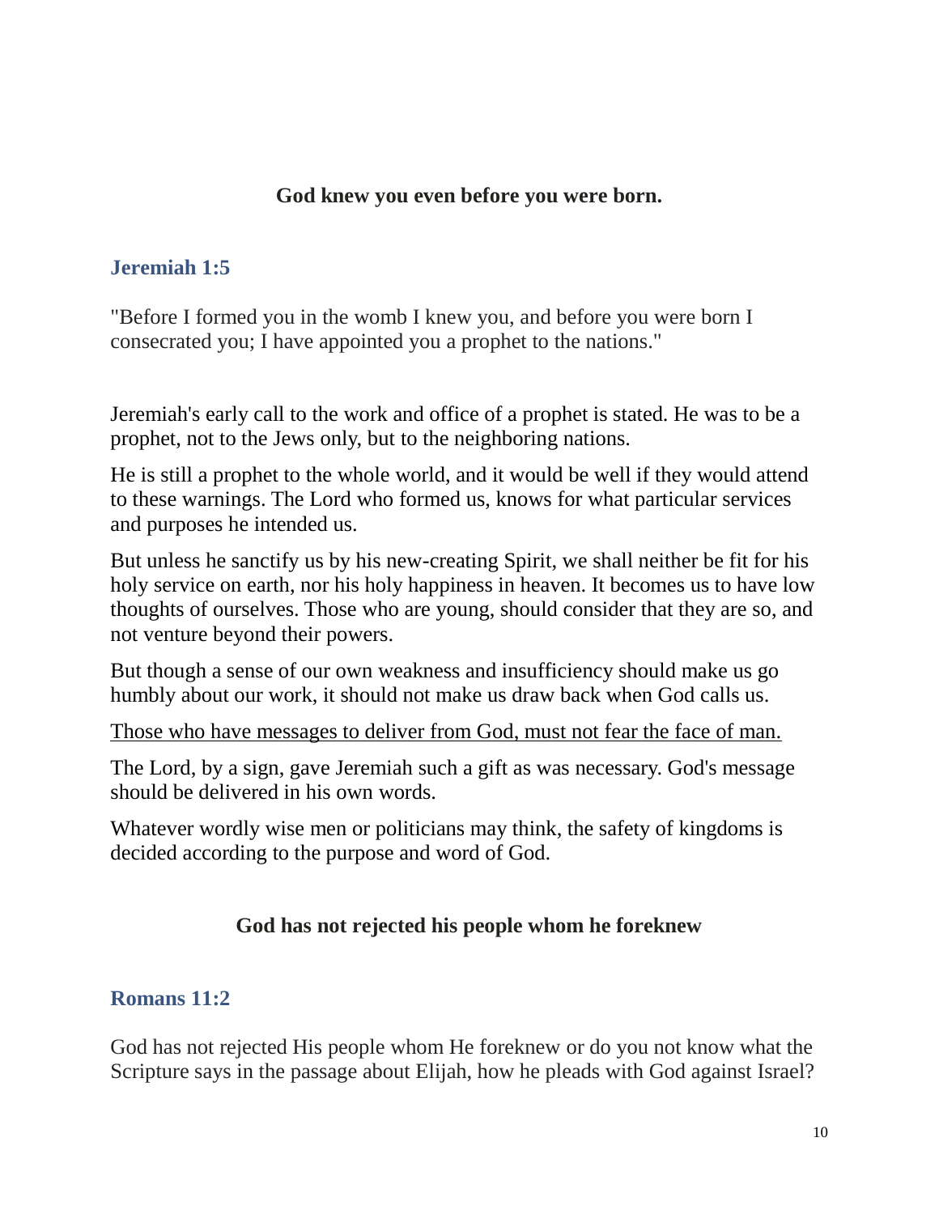**God knew you even before you were born.**

### Jeremiah 1:5

"Before I formed you in the womb I knew you, and before you were born I consecrated you; I have appointed you a prophet to the nations."

Jeremiah's early call to the work and office of a prophet is stated. He was to be a prophet, not to the Jews only, but to the neighboring nations.

He is still a prophet to the whole world, and it would be well if they would attend to these warnings. The Lord who formed us, knows for what particular services and purposes he intended us.

But unless he sanctify us by his new-creating Spirit, we shall neither be fit for his holy service on earth, nor his holy happiness in heaven. It becomes us to have low thoughts of ourselves. Those who are young, should consider that they are so, and not venture beyond their powers.

But though a sense of our own weakness and insufficiency should make us go humbly about our work, it should not make us draw back when God calls us.

<u>Those who have messages to deliver from God, must not fear the face of man.</u>

The Lord, by a sign, gave Jeremiah such a gift as was necessary. God's message should be delivered in his own words.

Whatever wordly wise men or politicians may think, the safety of kingdoms is decided according to the purpose and word of God.

**God has not rejected his people whom he foreknew**

### Romans 11:2

God has not rejected His people whom He foreknew or do you not know what the Scripture says in the passage about Elijah, how he pleads with God against Israel?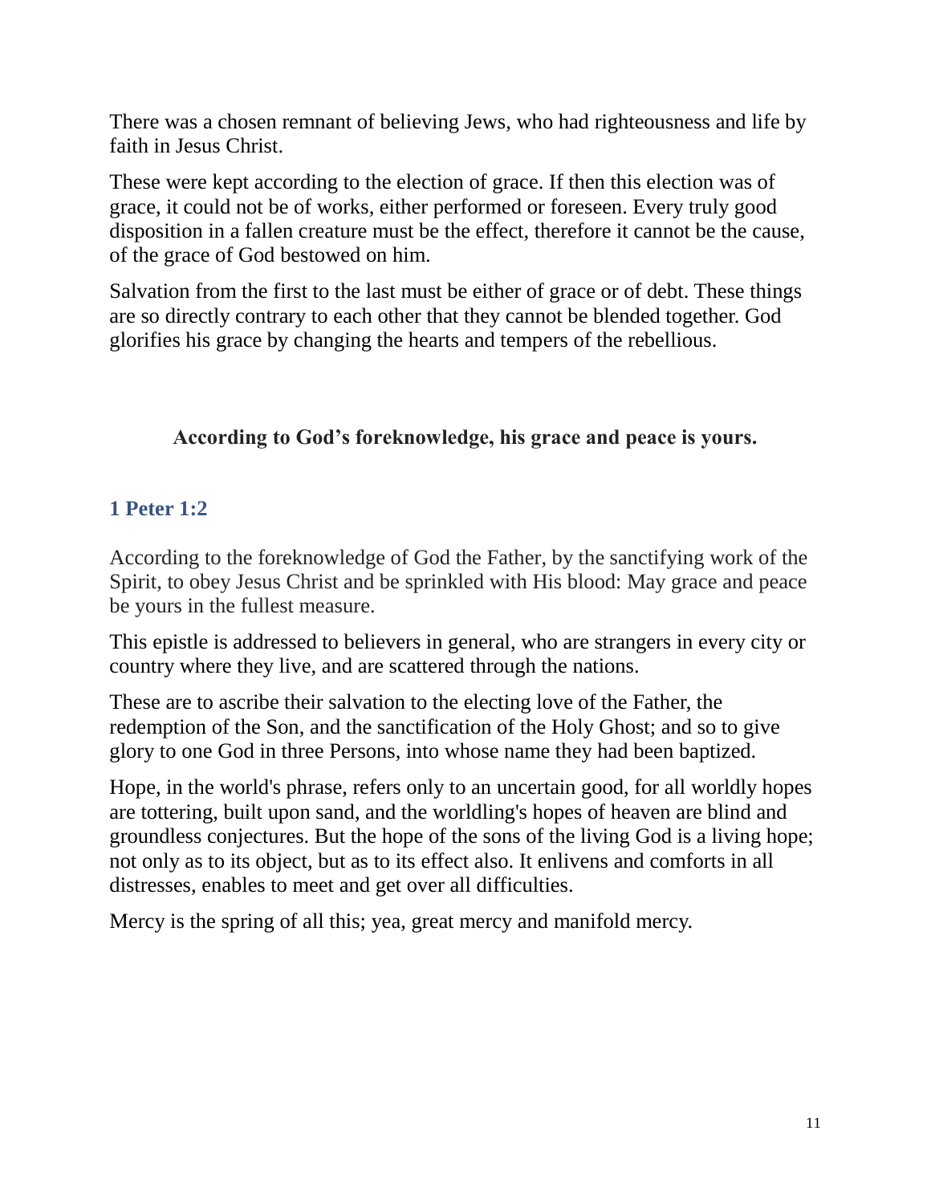There was a chosen remnant of believing Jews, who had righteousness and life by faith in Jesus Christ.

These were kept according to the election of grace. If then this election was of grace, it could not be of works, either performed or foreseen. Every truly good disposition in a fallen creature must be the effect, therefore it cannot be the cause, of the grace of God bestowed on him.

Salvation from the first to the last must be either of grace or of debt. These things are so directly contrary to each other that they cannot be blended together. God glorifies his grace by changing the hearts and tempers of the rebellious.

**According to God's foreknowledge, his grace and peace is yours.**

### 1 Peter 1:2

According to the foreknowledge of God the Father, by the sanctifying work of the Spirit, to obey Jesus Christ and be sprinkled with His blood: May grace and peace be yours in the fullest measure.

This epistle is addressed to believers in general, who are strangers in every city or country where they live, and are scattered through the nations.

These are to ascribe their salvation to the electing love of the Father, the redemption of the Son, and the sanctification of the Holy Ghost; and so to give glory to one God in three Persons, into whose name they had been baptized.

Hope, in the world's phrase, refers only to an uncertain good, for all worldly hopes are tottering, built upon sand, and the worldling's hopes of heaven are blind and groundless conjectures. But the hope of the sons of the living God is a living hope; not only as to its object, but as to its effect also. It enlivens and comforts in all distresses, enables to meet and get over all difficulties.

Mercy is the spring of all this; yea, great mercy and manifold mercy.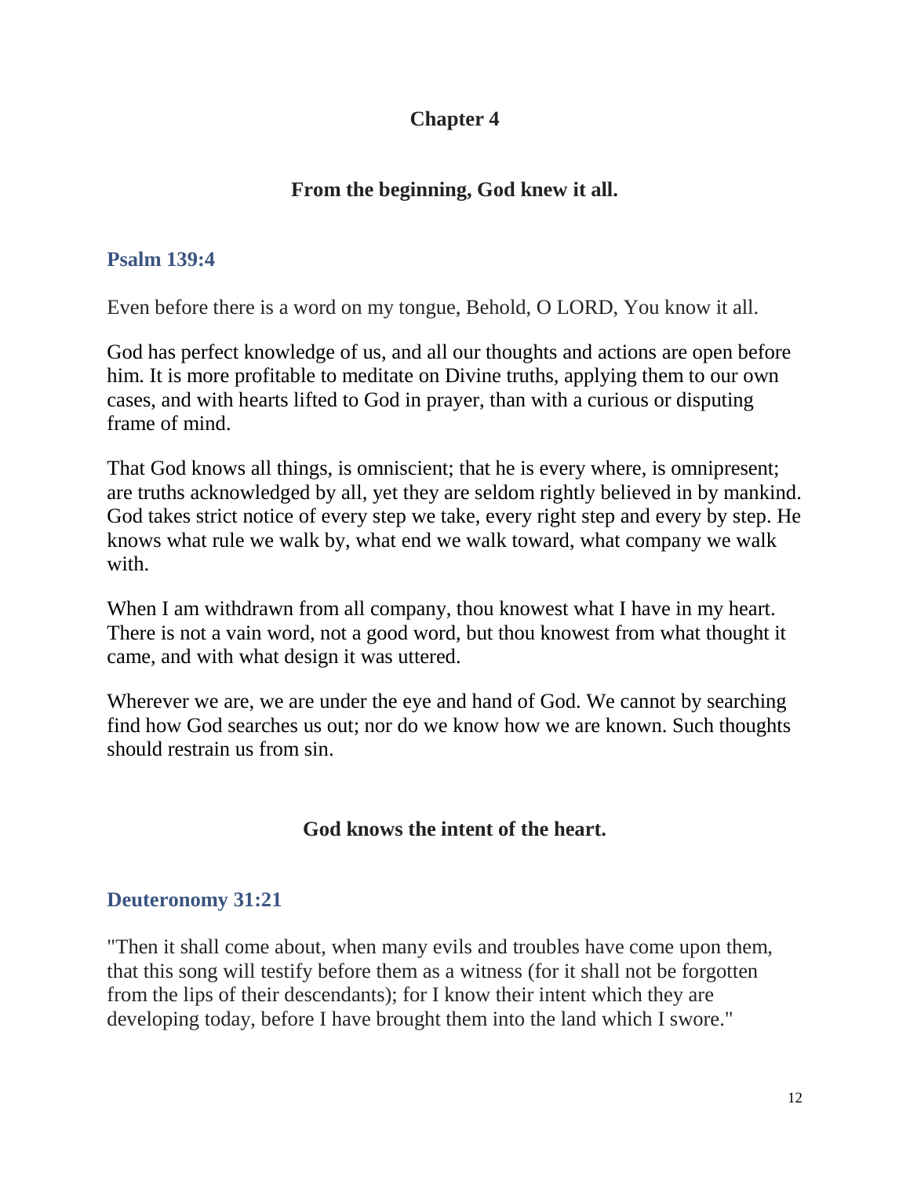# Chapter 4

## From the beginning, God knew it all.

### Psalm 139:4

Even before there is a word on my tongue, Behold, O LORD, You know it all.

God has perfect knowledge of us, and all our thoughts and actions are open before him. It is more profitable to meditate on Divine truths, applying them to our own cases, and with hearts lifted to God in prayer, than with a curious or disputing frame of mind.

That God knows all things, is omniscient; that he is every where, is omnipresent; are truths acknowledged by all, yet they are seldom rightly believed in by mankind. God takes strict notice of every step we take, every right step and every by step. He knows what rule we walk by, what end we walk toward, what company we walk with.

When I am withdrawn from all company, thou knowest what I have in my heart. There is not a vain word, not a good word, but thou knowest from what thought it came, and with what design it was uttered.

Wherever we are, we are under the eye and hand of God. We cannot by searching find how God searches us out; nor do we know how we are known. Such thoughts should restrain us from sin.

## God knows the intent of the heart.

### Deuteronomy 31:21

"Then it shall come about, when many evils and troubles have come upon them, that this song will testify before them as a witness (for it shall not be forgotten from the lips of their descendants); for I know their intent which they are developing today, before I have brought them into the land which I swore."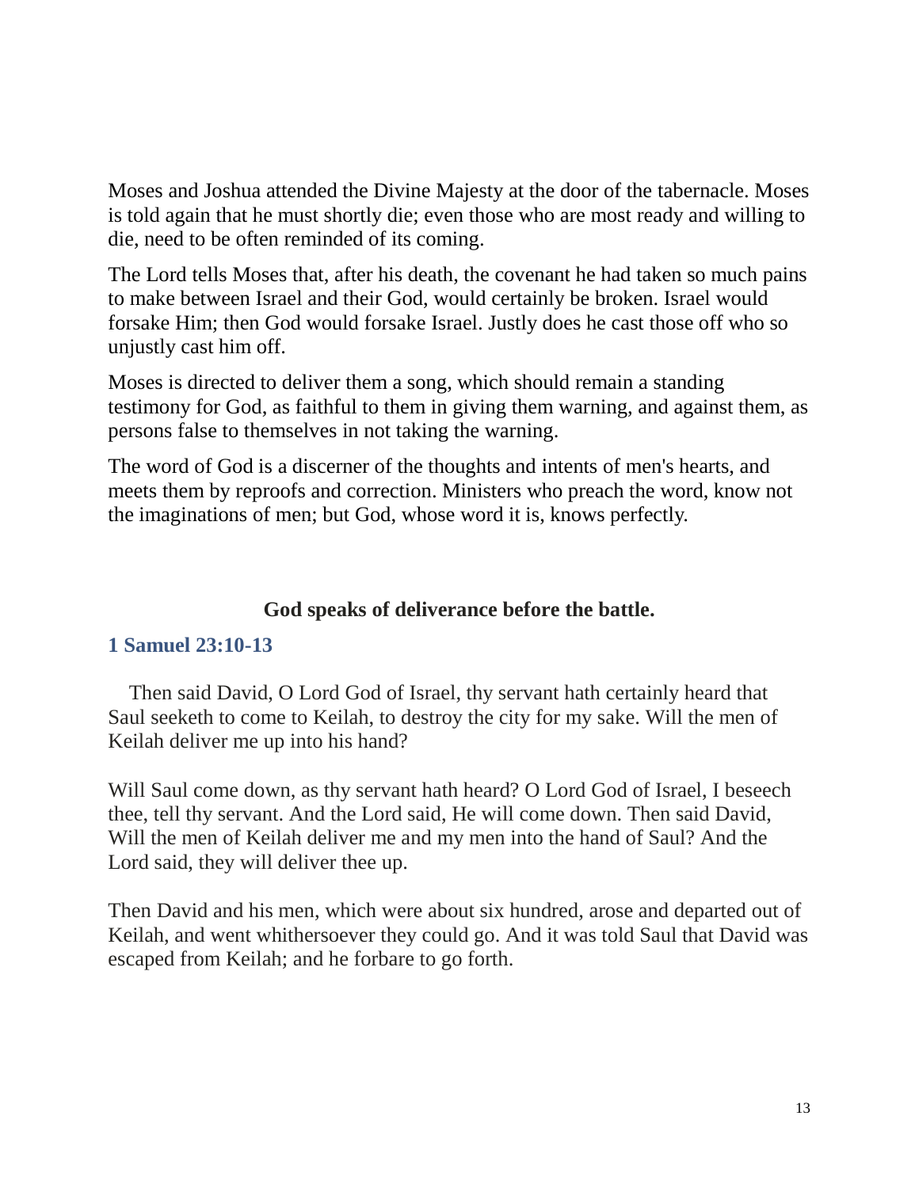Moses and Joshua attended the Divine Majesty at the door of the tabernacle. Moses is told again that he must shortly die; even those who are most ready and willing to die, need to be often reminded of its coming.

The Lord tells Moses that, after his death, the covenant he had taken so much pains to make between Israel and their God, would certainly be broken. Israel would forsake Him; then God would forsake Israel. Justly does he cast those off who so unjustly cast him off.

Moses is directed to deliver them a song, which should remain a standing testimony for God, as faithful to them in giving them warning, and against them, as persons false to themselves in not taking the warning.

The word of God is a discerner of the thoughts and intents of men's hearts, and meets them by reproofs and correction. Ministers who preach the word, know not the imaginations of men; but God, whose word it is, knows perfectly.

**God speaks of deliverance before the battle.**

### 1 Samuel 23:10-13

Then said David, O Lord God of Israel, thy servant hath certainly heard that Saul seeketh to come to Keilah, to destroy the city for my sake. Will the men of Keilah deliver me up into his hand?

Will Saul come down, as thy servant hath heard? O Lord God of Israel, I beseech thee, tell thy servant. And the Lord said, He will come down. Then said David, Will the men of Keilah deliver me and my men into the hand of Saul? And the Lord said, they will deliver thee up.

Then David and his men, which were about six hundred, arose and departed out of Keilah, and went whithersoever they could go. And it was told Saul that David was escaped from Keilah; and he forbare to go forth.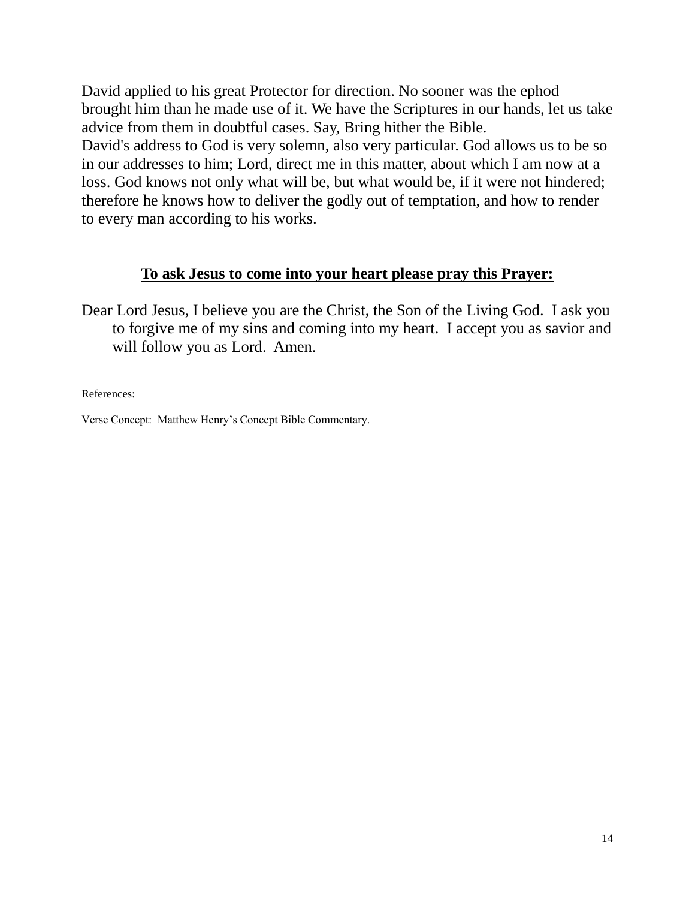David applied to his great Protector for direction. No sooner was the ephod brought him than he made use of it. We have the Scriptures in our hands, let us take advice from them in doubtful cases. Say, Bring hither the Bible.
David's address to God is very solemn, also very particular. God allows us to be so in our addresses to him; Lord, direct me in this matter, about which I am now at a loss. God knows not only what will be, but what would be, if it were not hindered; therefore he knows how to deliver the godly out of temptation, and how to render to every man according to his works.

**<u>To ask Jesus to come into your heart please pray this Prayer:</u>**

Dear Lord Jesus, I believe you are the Christ, the Son of the Living God. I ask you to forgive me of my sins and coming into my heart. I accept you as savior and will follow you as Lord. Amen.

References:

Verse Concept: Matthew Henry's Concept Bible Commentary.